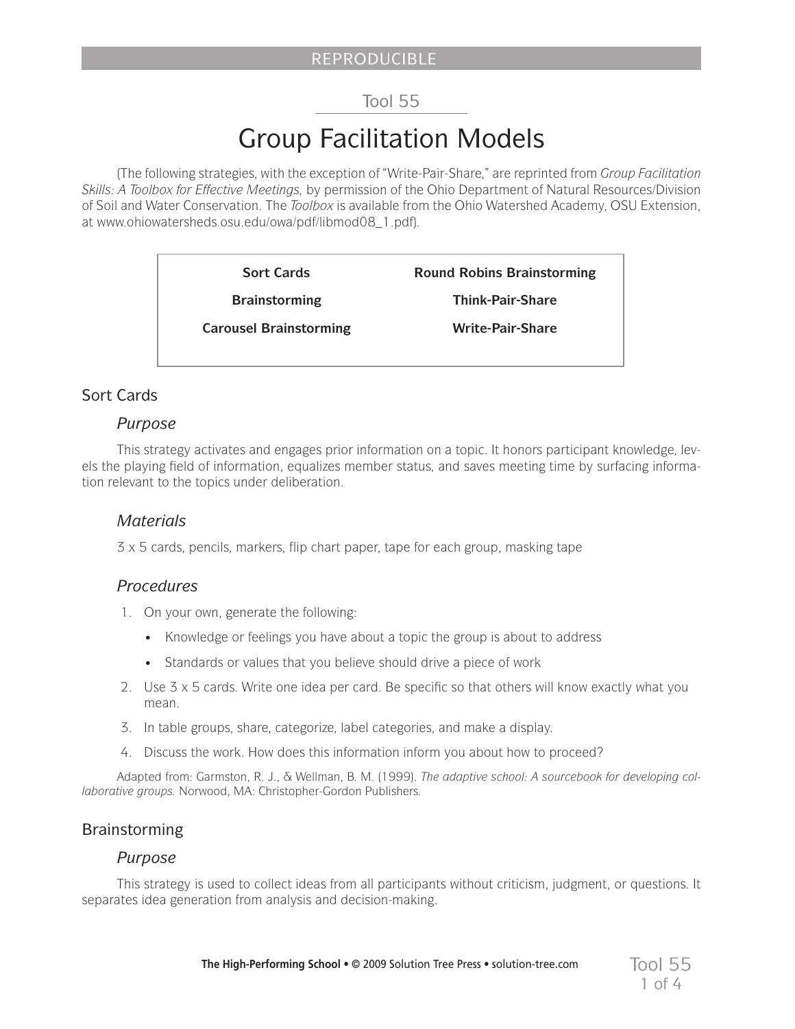REPRODUCIBLE

Tool 55

# Group Facilitation Models

(The following strategies, with the exception of "Write-Pair-Share," are reprinted from *Group Facilitation Skills: A Toolbox for Effective Meetings,* by permission of the Ohio Department of Natural Resources/Division of Soil and Water Conservation. The *Toolbox* is available from the Ohio Watershed Academy, OSU Extension, at www.ohiowatersheds.osu.edu/owa/pdf/libmod08_1.pdf).

| | |
|---|---|
| **Sort Cards** | **Round Robins Brainstorming** |
| **Brainstorming** | **Think-Pair-Share** |
| **Carousel Brainstorming** | **Write-Pair-Share** |

## Sort Cards

### *Purpose*

This strategy activates and engages prior information on a topic. It honors participant knowledge, levels the playing field of information, equalizes member status, and saves meeting time by surfacing information relevant to the topics under deliberation.

### *Materials*

3 x 5 cards, pencils, markers, flip chart paper, tape for each group, masking tape

### *Procedures*

1. On your own, generate the following:
   - Knowledge or feelings you have about a topic the group is about to address
   - Standards or values that you believe should drive a piece of work
2. Use 3 x 5 cards. Write one idea per card. Be specific so that others will know exactly what you mean.
3. In table groups, share, categorize, label categories, and make a display.
4. Discuss the work. How does this information inform you about how to proceed?

Adapted from: Garmston, R. J., & Wellman, B. M. (1999). *The adaptive school: A sourcebook for developing collaborative groups.* Norwood, MA: Christopher-Gordon Publishers.

## Brainstorming

### *Purpose*

This strategy is used to collect ideas from all participants without criticism, judgment, or questions. It separates idea generation from analysis and decision-making.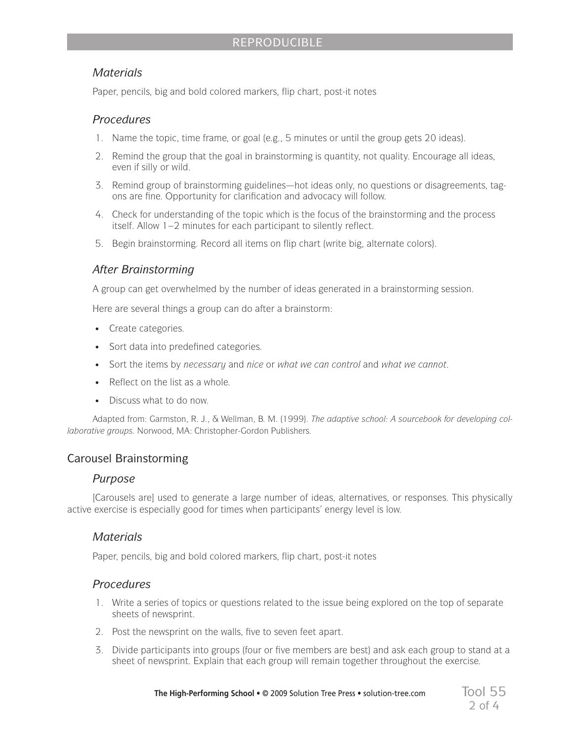### *Materials*

Paper, pencils, big and bold colored markers, flip chart, post-it notes

### *Procedures*

1. Name the topic, time frame, or goal (e.g., 5 minutes or until the group gets 20 ideas).
2. Remind the group that the goal in brainstorming is quantity, not quality. Encourage all ideas, even if silly or wild.
3. Remind group of brainstorming guidelines—hot ideas only, no questions or disagreements, tag-ons are fine. Opportunity for clarification and advocacy will follow.
4. Check for understanding of the topic which is the focus of the brainstorming and the process itself. Allow 1–2 minutes for each participant to silently reflect.
5. Begin brainstorming. Record all items on flip chart (write big, alternate colors).

### *After Brainstorming*

A group can get overwhelmed by the number of ideas generated in a brainstorming session.

Here are several things a group can do after a brainstorm:

- Create categories.
- Sort data into predefined categories.
- Sort the items by *necessary* and *nice* or *what we can control* and *what we cannot*.
- Reflect on the list as a whole.
- Discuss what to do now.

Adapted from: Garmston, R. J., & Wellman, B. M. (1999). *The adaptive school: A sourcebook for developing collaborative groups.* Norwood, MA: Christopher-Gordon Publishers.

## Carousel Brainstorming

### *Purpose*

[Carousels are] used to generate a large number of ideas, alternatives, or responses. This physically active exercise is especially good for times when participants' energy level is low.

### *Materials*

Paper, pencils, big and bold colored markers, flip chart, post-it notes

### *Procedures*

1. Write a series of topics or questions related to the issue being explored on the top of separate sheets of newsprint.
2. Post the newsprint on the walls, five to seven feet apart.
3. Divide participants into groups (four or five members are best) and ask each group to stand at a sheet of newsprint. Explain that each group will remain together throughout the exercise.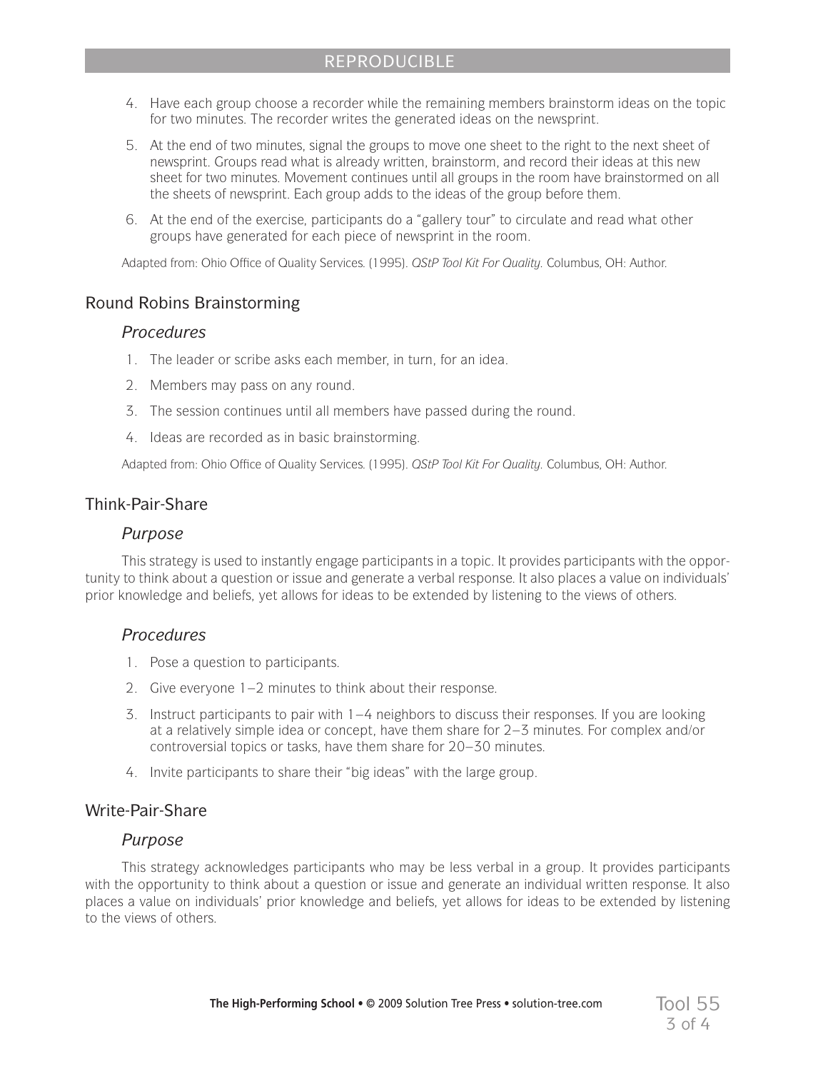4. Have each group choose a recorder while the remaining members brainstorm ideas on the topic for two minutes. The recorder writes the generated ideas on the newsprint.
5. At the end of two minutes, signal the groups to move one sheet to the right to the next sheet of newsprint. Groups read what is already written, brainstorm, and record their ideas at this new sheet for two minutes. Movement continues until all groups in the room have brainstormed on all the sheets of newsprint. Each group adds to the ideas of the group before them.
6. At the end of the exercise, participants do a "gallery tour" to circulate and read what other groups have generated for each piece of newsprint in the room.

Adapted from: Ohio Office of Quality Services. (1995). *QStP Tool Kit For Quality.* Columbus, OH: Author.

## Round Robins Brainstorming

### *Procedures*

1. The leader or scribe asks each member, in turn, for an idea.
2. Members may pass on any round.
3. The session continues until all members have passed during the round.
4. Ideas are recorded as in basic brainstorming.

Adapted from: Ohio Office of Quality Services. (1995). *QStP Tool Kit For Quality.* Columbus, OH: Author.

## Think-Pair-Share

### *Purpose*

This strategy is used to instantly engage participants in a topic. It provides participants with the opportunity to think about a question or issue and generate a verbal response. It also places a value on individuals' prior knowledge and beliefs, yet allows for ideas to be extended by listening to the views of others.

### *Procedures*

1. Pose a question to participants.
2. Give everyone 1–2 minutes to think about their response.
3. Instruct participants to pair with 1–4 neighbors to discuss their responses. If you are looking at a relatively simple idea or concept, have them share for 2–3 minutes. For complex and/or controversial topics or tasks, have them share for 20–30 minutes.
4. Invite participants to share their "big ideas" with the large group.

## Write-Pair-Share

### *Purpose*

This strategy acknowledges participants who may be less verbal in a group. It provides participants with the opportunity to think about a question or issue and generate an individual written response. It also places a value on individuals' prior knowledge and beliefs, yet allows for ideas to be extended by listening to the views of others.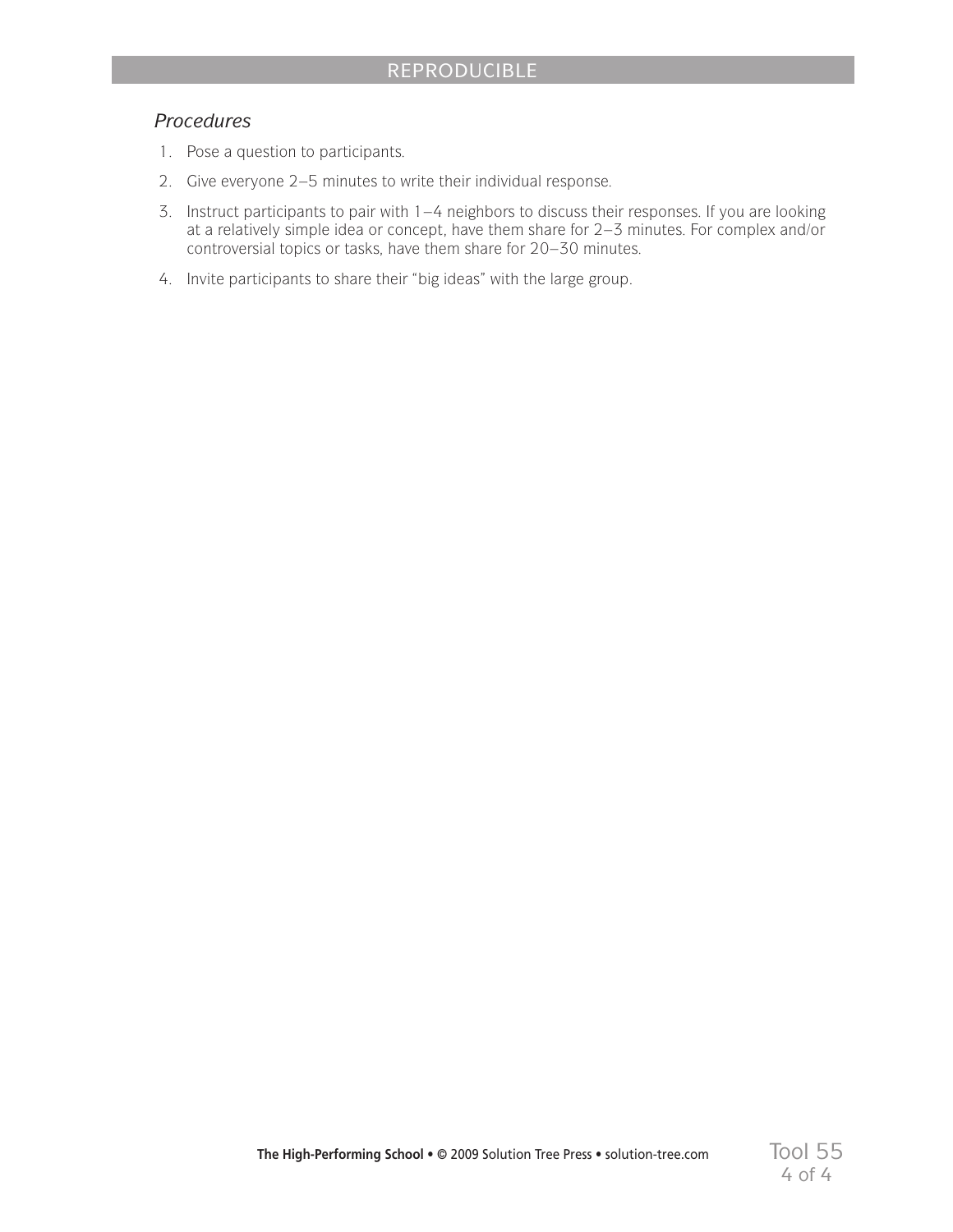### *Procedures*

1. Pose a question to participants.
2. Give everyone 2–5 minutes to write their individual response.
3. Instruct participants to pair with 1–4 neighbors to discuss their responses. If you are looking at a relatively simple idea or concept, have them share for 2–3 minutes. For complex and/or controversial topics or tasks, have them share for 20–30 minutes.
4. Invite participants to share their "big ideas" with the large group.